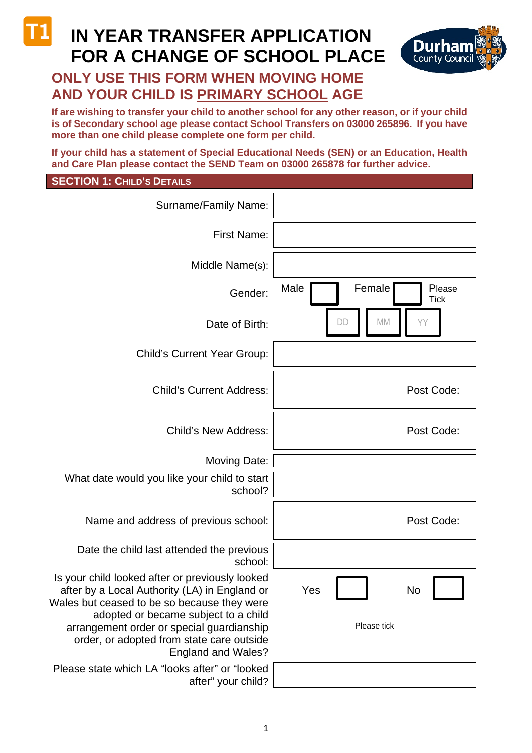T1

# IN YEAR TRANSFER APPLICATION FOR A CHANGE OF SCHOOL PLACE

Durham County Council

## ONLY USE THIS FORM WHEN MOVING HOME AND YOUR CHILD IS PRIMARY SCHOOL AGE

**If are wishing to transfer your child to another school for any other reason, or if your child is of Secondary school age please contact School Transfers on 03000 265896. If you have more than one child please complete one form per child.**

**If your child has a statement of Special Educational Needs (SEN) or an Education, Health and Care Plan please contact the SEND Team on 03000 265878 for further advice.**

## SECTION 1: CHILD'S DETAILS

| | |
|---|---|
| Surname/Family Name: | |
| First Name: | |
| Middle Name(s): | |
| Gender: | Male ☐ Female ☐ Please Tick |
| Date of Birth: | DD / MM / YY |
| Child's Current Year Group: | |
| Child's Current Address: | Post Code: |
| Child's New Address: | Post Code: |
| Moving Date: | |
| What date would you like your child to start school? | |
| Name and address of previous school: | Post Code: |
| Date the child last attended the previous school: | |
| Is your child looked after or previously looked after by a Local Authority (LA) in England or Wales but ceased to be so because they were adopted or became subject to a child arrangement order or special guardianship order, or adopted from state care outside England and Wales? | Yes ☐ No ☐ Please tick |
| Please state which LA "looks after" or "looked after" your child? | |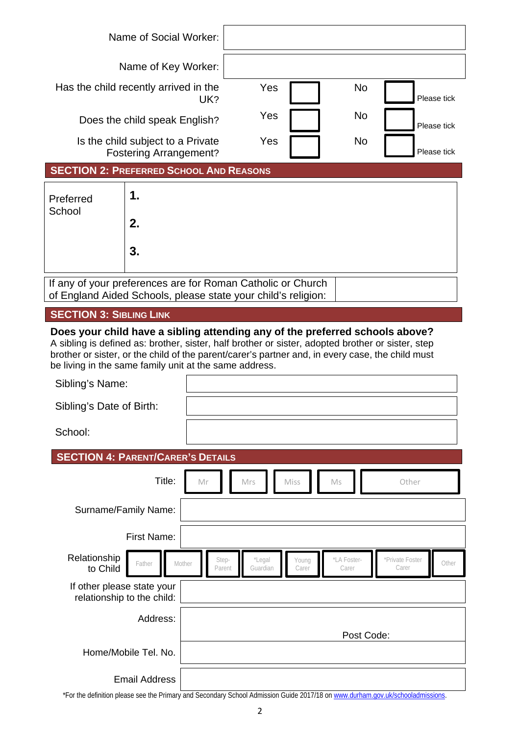| | |
|---|---|
| Name of Social Worker: | |
| Name of Key Worker: | |

| | Yes | | No | | |
|---|---|---|---|---|---|
| Has the child recently arrived in the UK? | Yes | ☐ | No | ☐ | Please tick |
| Does the child speak English? | Yes | ☐ | No | ☐ | Please tick |
| Is the child subject to a Private Fostering Arrangement? | Yes | ☐ | No | ☐ | Please tick |

## SECTION 2: PREFERRED SCHOOL AND REASONS

| Preferred School | |
|---|---|
| | **1.** |
| | **2.** |
| | **3.** |

| If any of your preferences are for Roman Catholic or Church of England Aided Schools, please state your child's religion: | |
|---|---|

## SECTION 3: SIBLING LINK

**Does your child have a sibling attending any of the preferred schools above?**
A sibling is defined as: brother, sister, half brother or sister, adopted brother or sister, step brother or sister, or the child of the parent/carer's partner and, in every case, the child must be living in the same family unit at the same address.

| | |
|---|---|
| Sibling's Name: | |
| Sibling's Date of Birth: | |
| School: | |

## SECTION 4: PARENT/CARER'S DETAILS

Title: ☐ Mr ☐ Mrs ☐ Miss ☐ Ms ☐ Other

| | |
|---|---|
| Surname/Family Name: | |
| First Name: | |

Relationship to Child: ☐ Father ☐ Mother ☐ Step-Parent ☐ *Legal Guardian ☐ Young Carer ☐ *LA Foster-Carer ☐ *Private Foster Carer ☐ Other

| | |
|---|---|
| If other please state your relationship to the child: | |
| Address: | Post Code: |
| Home/Mobile Tel. No. | |
| Email Address | |

*For the definition please see the Primary and Secondary School Admission Guide 2017/18 on www.durham.gov.uk/schooladmissions.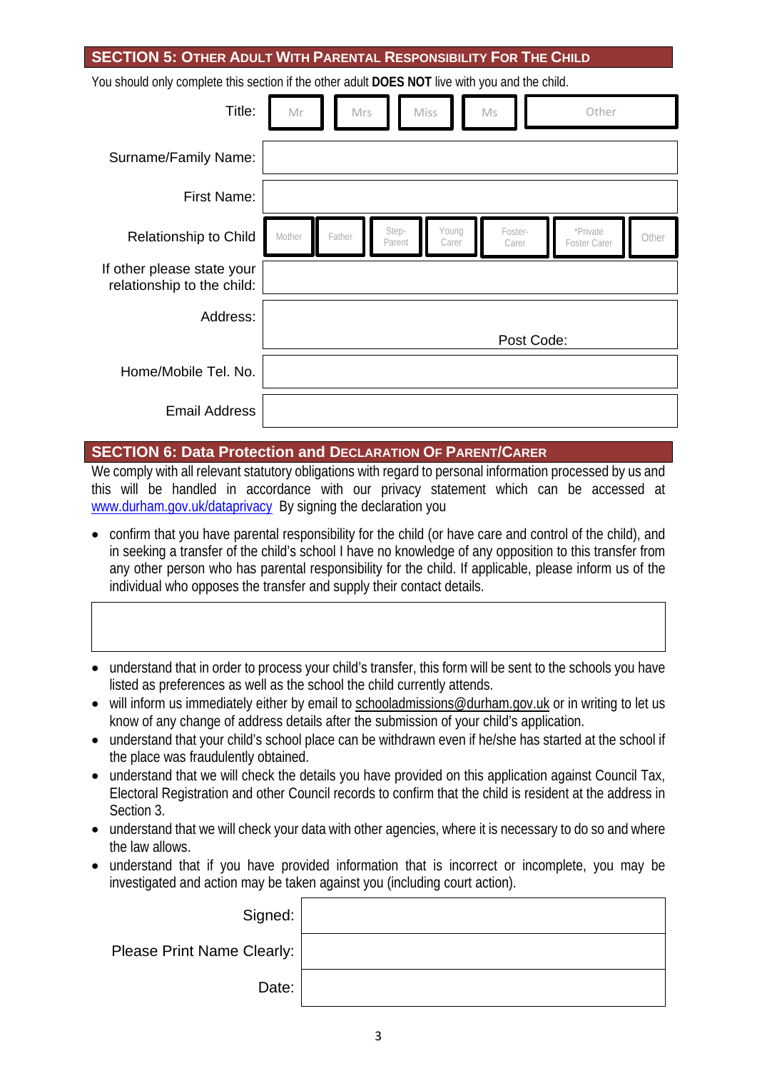## SECTION 5: Other Adult With Parental Responsibility For The Child

You should only complete this section if the other adult **DOES NOT** live with you and the child.

| | |
|---|---|
| Title: | Mr / Mrs / Miss / Ms / Other |
| Surname/Family Name: | |
| First Name: | |
| Relationship to Child | Mother / Father / Step-Parent / Young Carer / Foster-Carer / *Private Foster Carer / Other |
| If other please state your relationship to the child: | |
| Address: | Post Code: |
| Home/Mobile Tel. No. | |
| Email Address | |

## SECTION 6: Data Protection and Declaration Of Parent/Carer

We comply with all relevant statutory obligations with regard to personal information processed by us and this will be handled in accordance with our privacy statement which can be accessed at [www.durham.gov.uk/dataprivacy](http://www.durham.gov.uk/dataprivacy) By signing the declaration you

- confirm that you have parental responsibility for the child (or have care and control of the child), and in seeking a transfer of the child's school I have no knowledge of any opposition to this transfer from any other person who has parental responsibility for the child. If applicable, please inform us of the individual who opposes the transfer and supply their contact details.

| |
|---|
| |

- understand that in order to process your child's transfer, this form will be sent to the schools you have listed as preferences as well as the school the child currently attends.
- will inform us immediately either by email to schooladmissions@durham.gov.uk or in writing to let us know of any change of address details after the submission of your child's application.
- understand that your child's school place can be withdrawn even if he/she has started at the school if the place was fraudulently obtained.
- understand that we will check the details you have provided on this application against Council Tax, Electoral Registration and other Council records to confirm that the child is resident at the address in Section 3.
- understand that we will check your data with other agencies, where it is necessary to do so and where the law allows.
- understand that if you have provided information that is incorrect or incomplete, you may be investigated and action may be taken against you (including court action).

| | |
|---|---|
| Signed: | |
| Please Print Name Clearly: | |
| Date: | |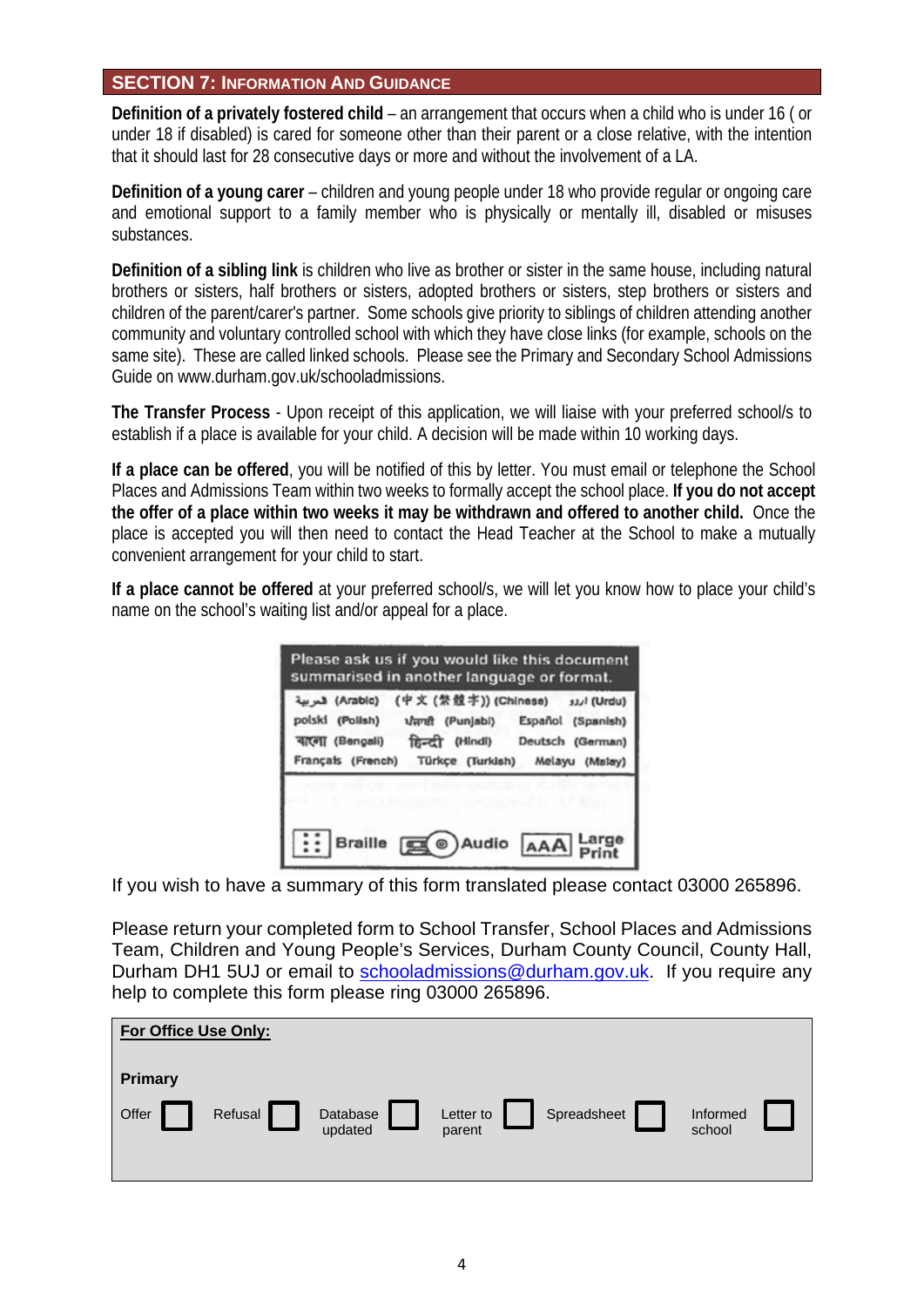## SECTION 7: INFORMATION AND GUIDANCE

**Definition of a privately fostered child** – an arrangement that occurs when a child who is under 16 ( or under 18 if disabled) is cared for someone other than their parent or a close relative, with the intention that it should last for 28 consecutive days or more and without the involvement of a LA.

**Definition of a young carer** – children and young people under 18 who provide regular or ongoing care and emotional support to a family member who is physically or mentally ill, disabled or misuses substances.

**Definition of a sibling link** is children who live as brother or sister in the same house, including natural brothers or sisters, half brothers or sisters, adopted brothers or sisters, step brothers or sisters and children of the parent/carer's partner. Some schools give priority to siblings of children attending another community and voluntary controlled school with which they have close links (for example, schools on the same site). These are called linked schools. Please see the Primary and Secondary School Admissions Guide on www.durham.gov.uk/schooladmissions.

**The Transfer Process** - Upon receipt of this application, we will liaise with your preferred school/s to establish if a place is available for your child. A decision will be made within 10 working days.

**If a place can be offered**, you will be notified of this by letter. You must email or telephone the School Places and Admissions Team within two weeks to formally accept the school place. **If you do not accept the offer of a place within two weeks it may be withdrawn and offered to another child.** Once the place is accepted you will then need to contact the Head Teacher at the School to make a mutually convenient arrangement for your child to start.

**If a place cannot be offered** at your preferred school/s, we will let you know how to place your child's name on the school's waiting list and/or appeal for a place.

Please ask us if you would like this document summarised in another language or format.

| | | |
|---|---|---|
| العربية (Arabic) | 中文 (繁體字) (Chinese) | اردو (Urdu) |
| polski (Polish) | ਪੰਜਾਬੀ (Punjabi) | Español (Spanish) |
| বাংলা (Bengali) | हिन्दी (Hindi) | Deutsch (German) |
| Français (French) | Türkçe (Turkish) | Melayu (Malay) |

Braille | Audio | Large Print

If you wish to have a summary of this form translated please contact 03000 265896.

Please return your completed form to School Transfer, School Places and Admissions Team, Children and Young People's Services, Durham County Council, County Hall, Durham DH1 5UJ or email to schooladmissions@durham.gov.uk. If you require any help to complete this form please ring 03000 265896.

**For Office Use Only:**

**Primary**

| | | | | | | | | | | | |
|---|---|---|---|---|---|---|---|---|---|---|---|
| Offer | ☐ | Refusal | ☐ | Database updated | ☐ | Letter to parent | ☐ | Spreadsheet | ☐ | Informed school | ☐ |